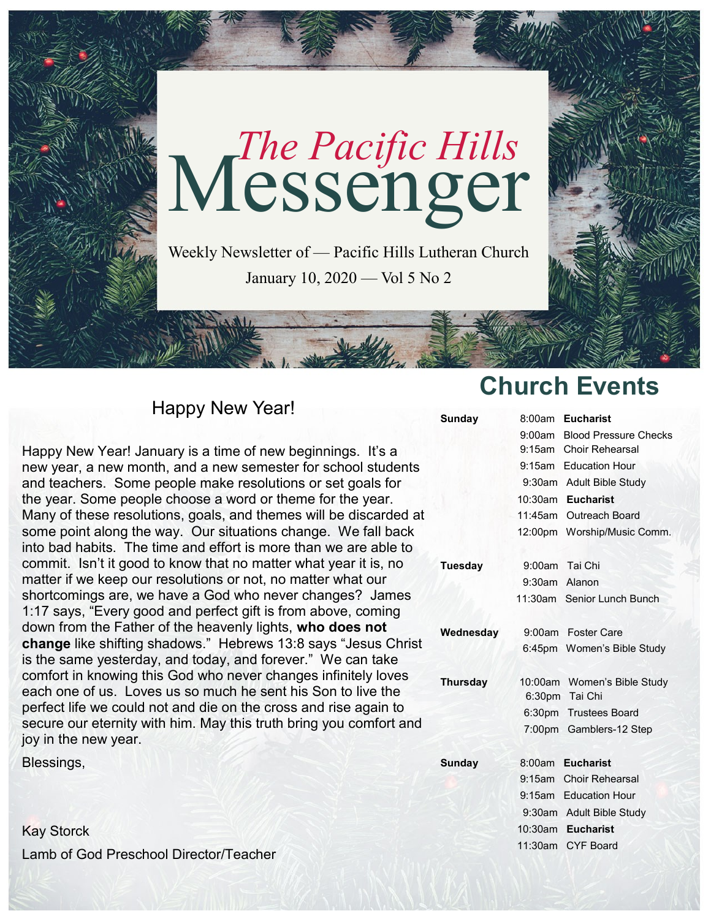# *The Pacific Hills* Messenger

Weekly Newsletter of — Pacific Hills Lutheran Church

January 10, 2020 — Vol 5 No 2

## Happy New Year!

Happy New Year! January is a time of new beginnings. It's a new year, a new month, and a new semester for school students and teachers. Some people make resolutions or set goals for the year. Some people choose a word or theme for the year. Many of these resolutions, goals, and themes will be discarded at some point along the way. Our situations change. We fall back into bad habits. The time and effort is more than we are able to commit. Isn't it good to know that no matter what year it is, no matter if we keep our resolutions or not, no matter what our shortcomings are, we have a God who never changes? James 1:17 says, "Every good and perfect gift is from above, coming down from the Father of the heavenly lights, **who does not change** like shifting shadows." Hebrews 13:8 says "Jesus Christ is the same yesterday, and today, and forever." We can take comfort in knowing this God who never changes infinitely loves each one of us. Loves us so much he sent his Son to live the perfect life we could not and die on the cross and rise again to secure our eternity with him. May this truth bring you comfort and joy in the new year.

Blessings,

Kay Storck

Lamb of God Preschool Director/Teacher

## Church Events

| Day | Time | Event |
|---|---|---|
| **Sunday** | 8:00am | **Eucharist** |
| | 9:00am | Blood Pressure Checks |
| | 9:15am | Choir Rehearsal |
| | 9:15am | Education Hour |
| | 9:30am | Adult Bible Study |
| | 10:30am | **Eucharist** |
| | 11:45am | Outreach Board |
| | 12:00pm | Worship/Music Comm. |
| **Tuesday** | 9:00am | Tai Chi |
| | 9:30am | Alanon |
| | 11:30am | Senior Lunch Bunch |
| **Wednesday** | 9:00am | Foster Care |
| | 6:45pm | Women's Bible Study |
| **Thursday** | 10:00am | Women's Bible Study |
| | 6:30pm | Tai Chi |
| | 6:30pm | Trustees Board |
| | 7:00pm | Gamblers-12 Step |
| **Sunday** | 8:00am | **Eucharist** |
| | 9:15am | Choir Rehearsal |
| | 9:15am | Education Hour |
| | 9:30am | Adult Bible Study |
| | 10:30am | **Eucharist** |
| | 11:30am | CYF Board |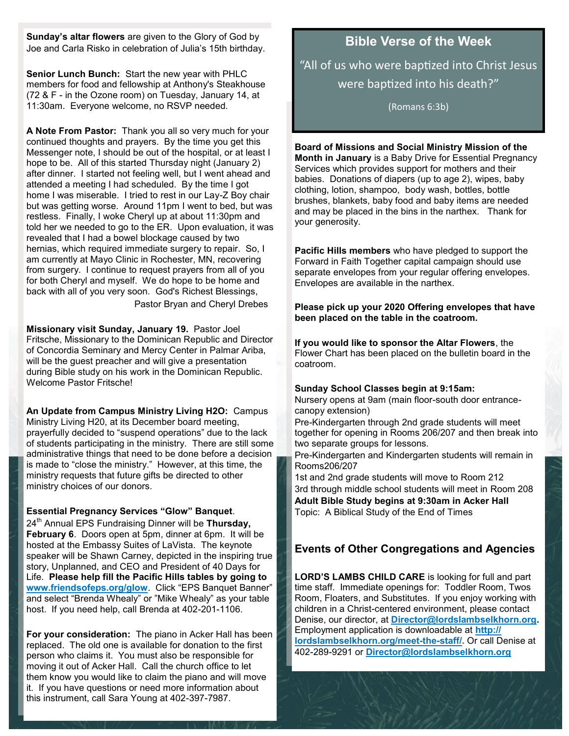**Sunday's altar flowers** are given to the Glory of God by Joe and Carla Risko in celebration of Julia's 15th birthday.

**Senior Lunch Bunch:** Start the new year with PHLC members for food and fellowship at Anthony's Steakhouse (72 & F - in the Ozone room) on Tuesday, January 14, at 11:30am. Everyone welcome, no RSVP needed.

**A Note From Pastor:** Thank you all so very much for your continued thoughts and prayers. By the time you get this Messenger note, I should be out of the hospital, or at least I hope to be. All of this started Thursday night (January 2) after dinner. I started not feeling well, but I went ahead and attended a meeting I had scheduled. By the time I got home I was miserable. I tried to rest in our Lay-Z Boy chair but was getting worse. Around 11pm I went to bed, but was restless. Finally, I woke Cheryl up at about 11:30pm and told her we needed to go to the ER. Upon evaluation, it was revealed that I had a bowel blockage caused by two hernias, which required immediate surgery to repair. So, I am currently at Mayo Clinic in Rochester, MN, recovering from surgery. I continue to request prayers from all of you for both Cheryl and myself. We do hope to be home and back with all of you very soon. God's Richest Blessings,

Pastor Bryan and Cheryl Drebes

**Missionary visit Sunday, January 19.** Pastor Joel Fritsche, Missionary to the Dominican Republic and Director of Concordia Seminary and Mercy Center in Palmar Ariba, will be the guest preacher and will give a presentation during Bible study on his work in the Dominican Republic. Welcome Pastor Fritsche!

**An Update from Campus Ministry Living H2O:** Campus Ministry Living H20, at its December board meeting, prayerfully decided to "suspend operations" due to the lack of students participating in the ministry. There are still some administrative things that need to be done before a decision is made to "close the ministry." However, at this time, the ministry requests that future gifts be directed to other ministry choices of our donors.

**Essential Pregnancy Services "Glow" Banquet**.
24th Annual EPS Fundraising Dinner will be **Thursday, February 6**. Doors open at 5pm, dinner at 6pm. It will be hosted at the Embassy Suites of LaVista. The keynote speaker will be Shawn Carney, depicted in the inspiring true story, Unplanned, and CEO and President of 40 Days for Life. **Please help fill the Pacific Hills tables by going to www.friendsofeps.org/glow**. Click "EPS Banquet Banner" and select "Brenda Whealy" or "Mike Whealy" as your table host. If you need help, call Brenda at 402-201-1106.

**For your consideration:** The piano in Acker Hall has been replaced. The old one is available for donation to the first person who claims it. You must also be responsible for moving it out of Acker Hall. Call the church office to let them know you would like to claim the piano and will move it. If you have questions or need more information about this instrument, call Sara Young at 402-397-7987.

## Bible Verse of the Week

"All of us who were baptized into Christ Jesus were baptized into his death?"

(Romans 6:3b)

**Board of Missions and Social Ministry Mission of the Month in January** is a Baby Drive for Essential Pregnancy Services which provides support for mothers and their babies. Donations of diapers (up to age 2), wipes, baby clothing, lotion, shampoo, body wash, bottles, bottle brushes, blankets, baby food and baby items are needed and may be placed in the bins in the narthex. Thank for your generosity.

**Pacific Hills members** who have pledged to support the Forward in Faith Together capital campaign should use separate envelopes from your regular offering envelopes. Envelopes are available in the narthex.

**Please pick up your 2020 Offering envelopes that have been placed on the table in the coatroom.**

**If you would like to sponsor the Altar Flowers**, the Flower Chart has been placed on the bulletin board in the coatroom.

**Sunday School Classes begin at 9:15am:**
Nursery opens at 9am (main floor-south door entrance-canopy extension)
Pre-Kindergarten through 2nd grade students will meet together for opening in Rooms 206/207 and then break into two separate groups for lessons.
Pre-Kindergarten and Kindergarten students will remain in Rooms206/207
1st and 2nd grade students will move to Room 212
3rd through middle school students will meet in Room 208
**Adult Bible Study begins at 9:30am in Acker Hall**
Topic: A Biblical Study of the End of Times

## Events of Other Congregations and Agencies

**LORD'S LAMBS CHILD CARE** is looking for full and part time staff. Immediate openings for: Toddler Room, Twos Room, Floaters, and Substitutes. If you enjoy working with children in a Christ-centered environment, please contact Denise, our director, at **Director@lordslambselkhorn.org.** Employment application is downloadable at **http://lordslambselkhorn.org/meet-the-staff/.** Or call Denise at 402-289-9291 or **Director@lordslambselkhorn.org**